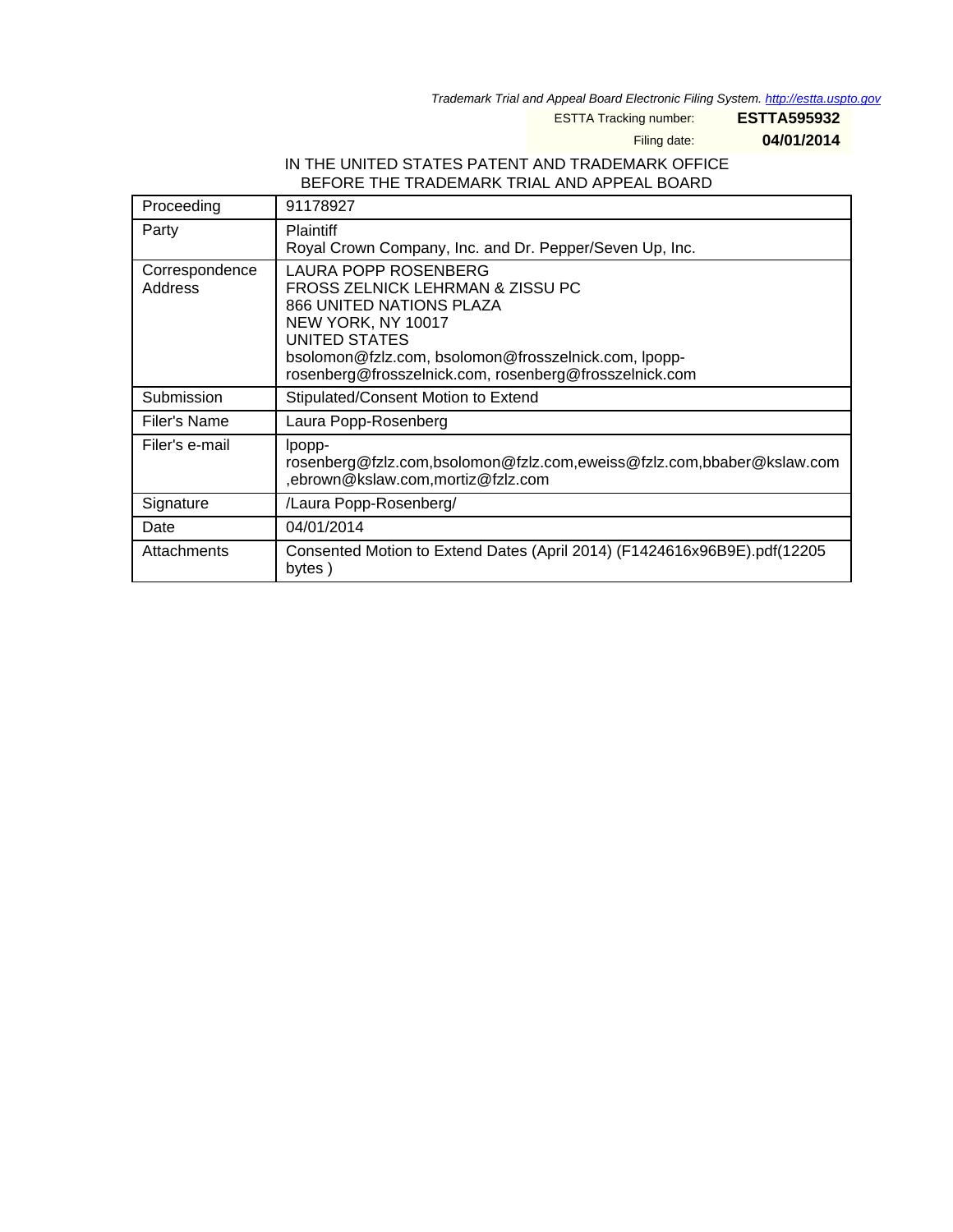*Trademark Trial and Appeal Board Electronic Filing System. http://estta.uspto.gov*

ESTTA Tracking number: **ESTTA595932**

Filing date: **04/01/2014**

IN THE UNITED STATES PATENT AND TRADEMARK OFFICE
BEFORE THE TRADEMARK TRIAL AND APPEAL BOARD

| | |
|---|---|
| Proceeding | 91178927 |
| Party | Plaintiff<br>Royal Crown Company, Inc. and Dr. Pepper/Seven Up, Inc. |
| Correspondence Address | LAURA POPP ROSENBERG<br>FROSS ZELNICK LEHRMAN & ZISSU PC<br>866 UNITED NATIONS PLAZA<br>NEW YORK, NY 10017<br>UNITED STATES<br>bsolomon@fzlz.com, bsolomon@frosszelnick.com, lpopp-rosenberg@frosszelnick.com, rosenberg@frosszelnick.com |
| Submission | Stipulated/Consent Motion to Extend |
| Filer's Name | Laura Popp-Rosenberg |
| Filer's e-mail | lpopp-rosenberg@fzlz.com,bsolomon@fzlz.com,eweiss@fzlz.com,bbaber@kslaw.com,ebrown@kslaw.com,mortiz@fzlz.com |
| Signature | /Laura Popp-Rosenberg/ |
| Date | 04/01/2014 |
| Attachments | Consented Motion to Extend Dates (April 2014) (F1424616x96B9E).pdf(12205 bytes ) |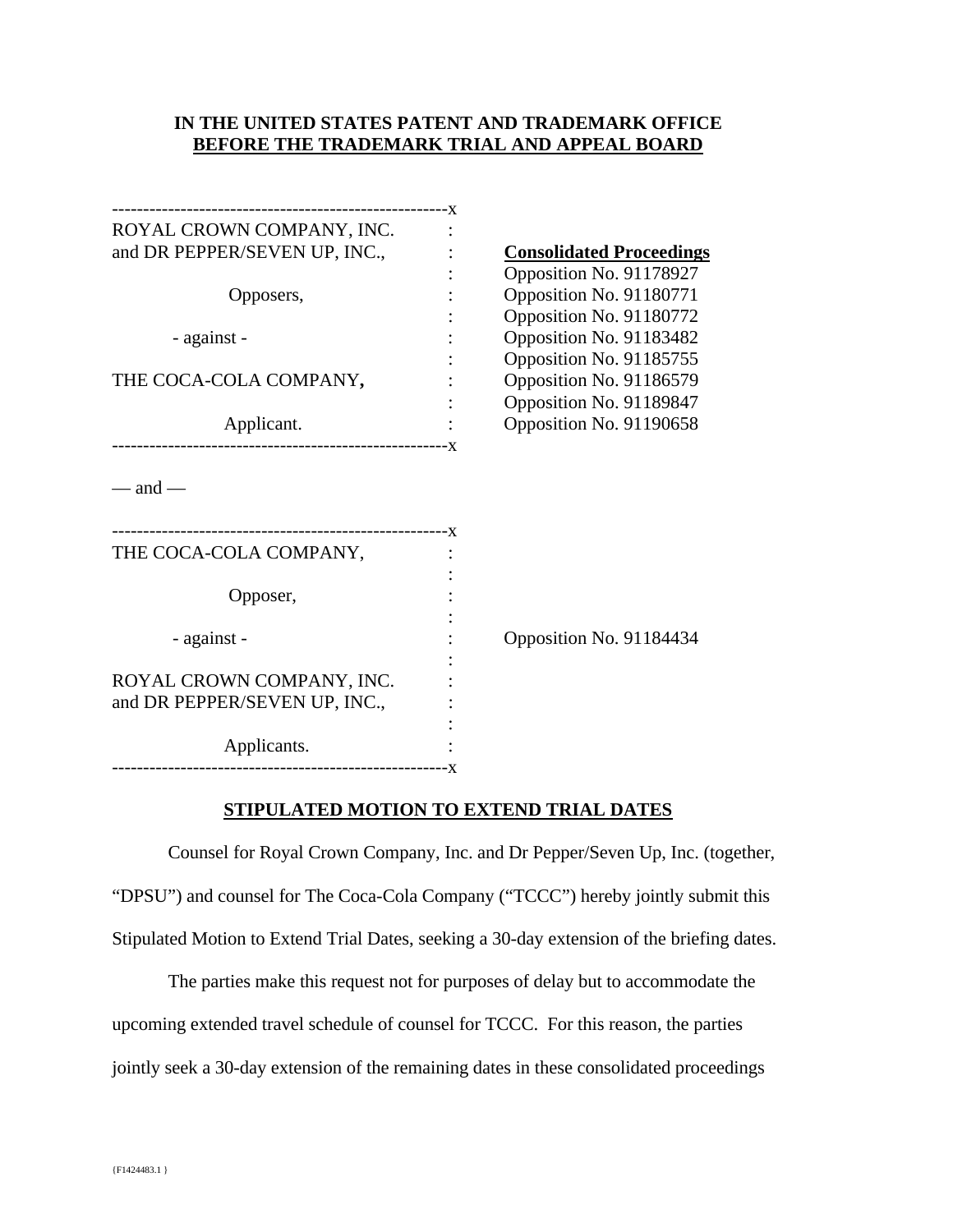**IN THE UNITED STATES PATENT AND TRADEMARK OFFICE**
**BEFORE THE TRADEMARK TRIAL AND APPEAL BOARD**

| | | |
|---|---|---|
| ROYAL CROWN COMPANY, INC. and DR PEPPER/SEVEN UP, INC., | : | **Consolidated Proceedings** |
| Opposers, | : | Opposition No. 91178927 |
| | : | Opposition No. 91180771 |
| - against - | : | Opposition No. 91180772 |
| | : | Opposition No. 91183482 |
| THE COCA-COLA COMPANY**,** | : | Opposition No. 91185755 |
| | : | Opposition No. 91186579 |
| Applicant. | : | Opposition No. 91189847 |
| | : | Opposition No. 91190658 |

— and —

| | | |
|---|---|---|
| THE COCA-COLA COMPANY, | : | |
| Opposer, | : | |
| - against - | : | Opposition No. 91184434 |
| ROYAL CROWN COMPANY, INC. and DR PEPPER/SEVEN UP, INC., | : | |
| Applicants. | : | |

## STIPULATED MOTION TO EXTEND TRIAL DATES

Counsel for Royal Crown Company, Inc. and Dr Pepper/Seven Up, Inc. (together, "DPSU") and counsel for The Coca-Cola Company ("TCCC") hereby jointly submit this Stipulated Motion to Extend Trial Dates, seeking a 30-day extension of the briefing dates.

The parties make this request not for purposes of delay but to accommodate the upcoming extended travel schedule of counsel for TCCC. For this reason, the parties jointly seek a 30-day extension of the remaining dates in these consolidated proceedings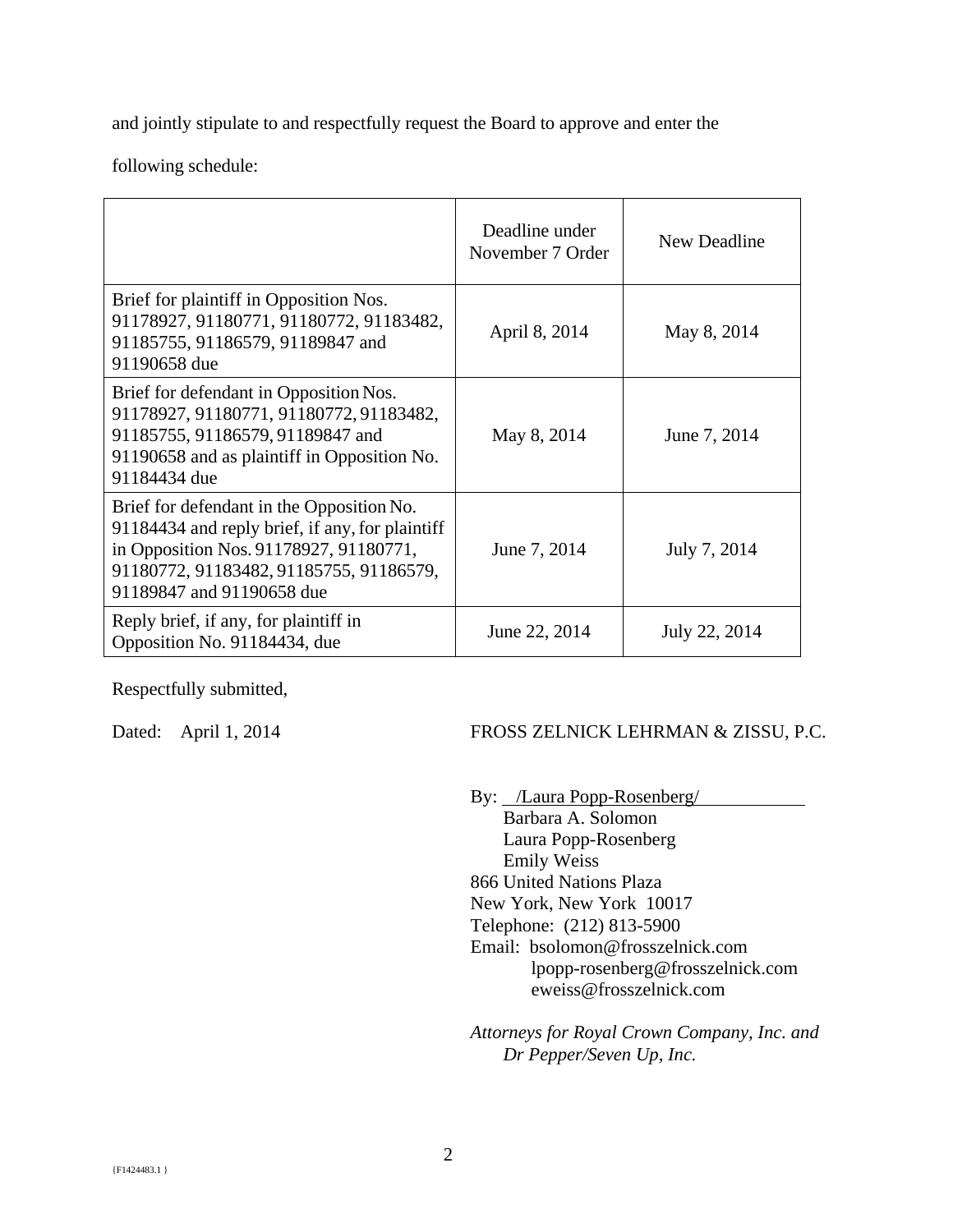and jointly stipulate to and respectfully request the Board to approve and enter the following schedule:

| | Deadline under November 7 Order | New Deadline |
|---|---|---|
| Brief for plaintiff in Opposition Nos. 91178927, 91180771, 91180772, 91183482, 91185755, 91186579, 91189847 and 91190658 due | April 8, 2014 | May 8, 2014 |
| Brief for defendant in Opposition Nos. 91178927, 91180771, 91180772, 91183482, 91185755, 91186579, 91189847 and 91190658 and as plaintiff in Opposition No. 91184434 due | May 8, 2014 | June 7, 2014 |
| Brief for defendant in the Opposition No. 91184434 and reply brief, if any, for plaintiff in Opposition Nos. 91178927, 91180771, 91180772, 91183482, 91185755, 91186579, 91189847 and 91190658 due | June 7, 2014 | July 7, 2014 |
| Reply brief, if any, for plaintiff in Opposition No. 91184434, due | June 22, 2014 | July 22, 2014 |

Respectfully submitted,

Dated: April 1, 2014

FROSS ZELNICK LEHRMAN & ZISSU, P.C.

By: /Laura Popp-Rosenberg/
Barbara A. Solomon
Laura Popp-Rosenberg
Emily Weiss
866 United Nations Plaza
New York, New York 10017
Telephone: (212) 813-5900
Email: bsolomon@frosszelnick.com
lpopp-rosenberg@frosszelnick.com
eweiss@frosszelnick.com

*Attorneys for Royal Crown Company, Inc. and Dr Pepper/Seven Up, Inc.*

{F1424483.1 }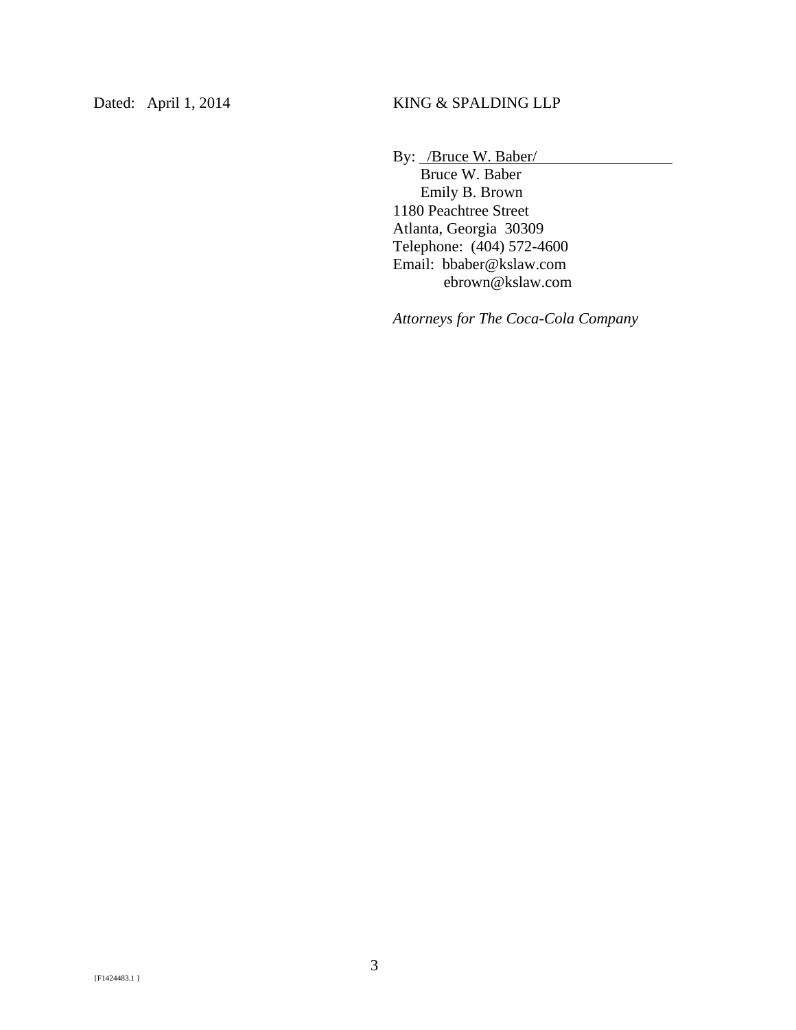Dated: April 1, 2014

KING & SPALDING LLP

By: /Bruce W. Baber/
Bruce W. Baber
Emily B. Brown
1180 Peachtree Street
Atlanta, Georgia 30309
Telephone: (404) 572-4600
Email: bbaber@kslaw.com
ebrown@kslaw.com

*Attorneys for The Coca-Cola Company*

{F1424483.1 }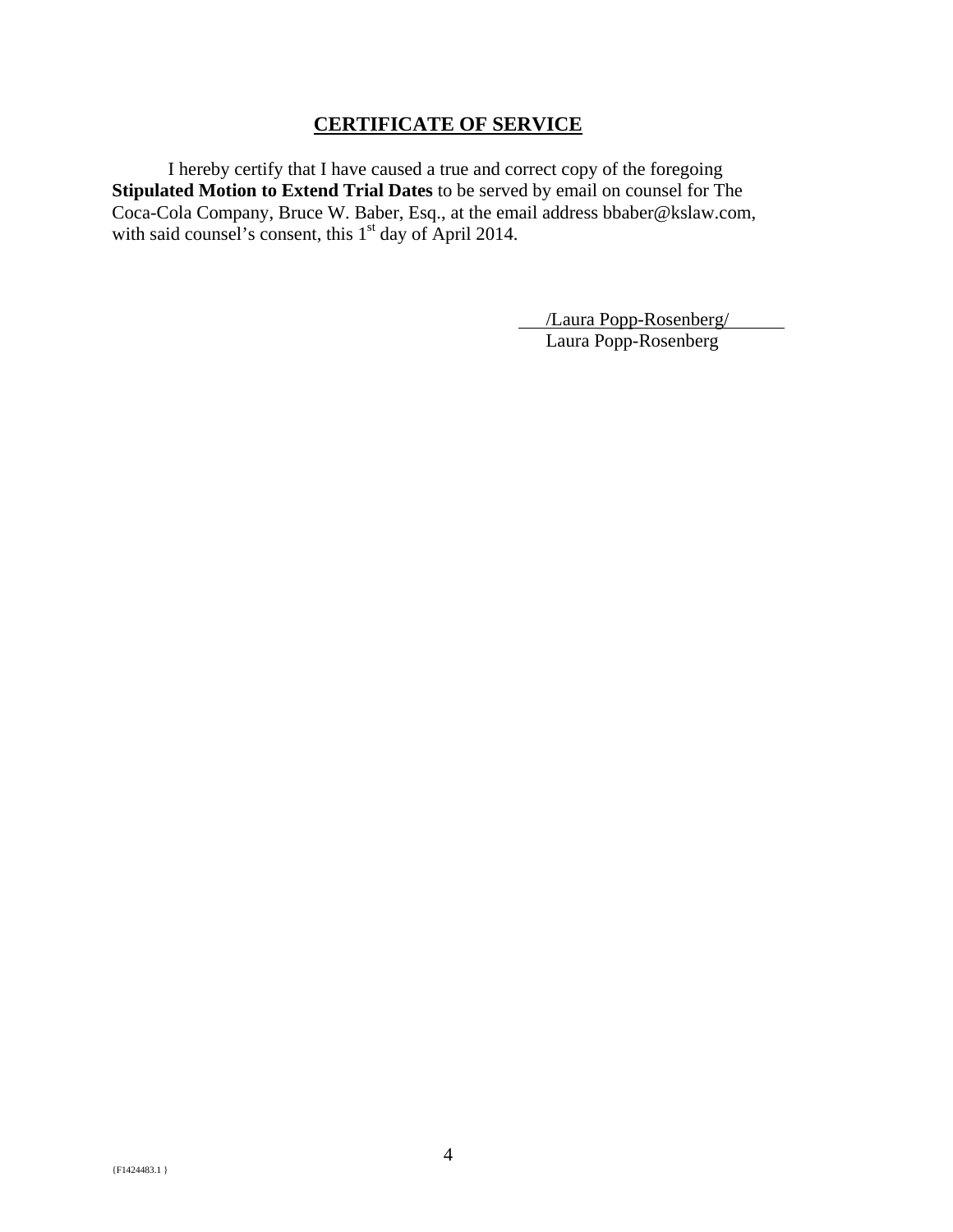# **CERTIFICATE OF SERVICE**

I hereby certify that I have caused a true and correct copy of the foregoing **Stipulated Motion to Extend Trial Dates** to be served by email on counsel for The Coca-Cola Company, Bruce W. Baber, Esq., at the email address bbaber@kslaw.com, with said counsel's consent, this 1st day of April 2014.

/Laura Popp-Rosenberg/
Laura Popp-Rosenberg

{F1424483.1 }